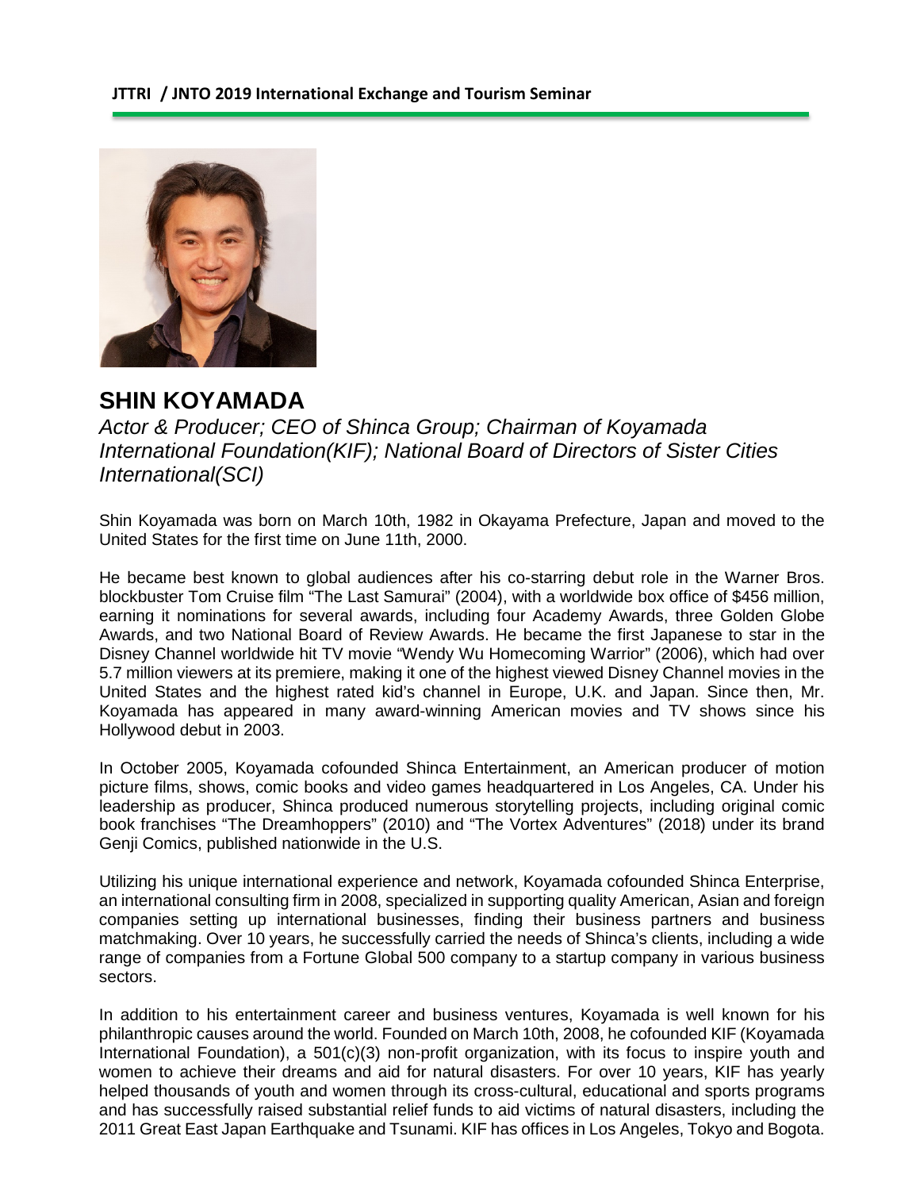# SHIN KOYAMADA

*Actor & Producer; CEO of Shinca Group; Chairman of Koyamada International Foundation(KIF); National Board of Directors of Sister Cities International(SCI)*

Shin Koyamada was born on March 10th, 1982 in Okayama Prefecture, Japan and moved to the United States for the first time on June 11th, 2000.

He became best known to global audiences after his co-starring debut role in the Warner Bros. blockbuster Tom Cruise film "The Last Samurai" (2004), with a worldwide box office of $456 million, earning it nominations for several awards, including four Academy Awards, three Golden Globe Awards, and two National Board of Review Awards. He became the first Japanese to star in the Disney Channel worldwide hit TV movie "Wendy Wu Homecoming Warrior" (2006), which had over 5.7 million viewers at its premiere, making it one of the highest viewed Disney Channel movies in the United States and the highest rated kid's channel in Europe, U.K. and Japan. Since then, Mr. Koyamada has appeared in many award-winning American movies and TV shows since his Hollywood debut in 2003.

In October 2005, Koyamada cofounded Shinca Entertainment, an American producer of motion picture films, shows, comic books and video games headquartered in Los Angeles, CA. Under his leadership as producer, Shinca produced numerous storytelling projects, including original comic book franchises "The Dreamhoppers" (2010) and "The Vortex Adventures" (2018) under its brand Genji Comics, published nationwide in the U.S.

Utilizing his unique international experience and network, Koyamada cofounded Shinca Enterprise, an international consulting firm in 2008, specialized in supporting quality American, Asian and foreign companies setting up international businesses, finding their business partners and business matchmaking. Over 10 years, he successfully carried the needs of Shinca's clients, including a wide range of companies from a Fortune Global 500 company to a startup company in various business sectors.

In addition to his entertainment career and business ventures, Koyamada is well known for his philanthropic causes around the world. Founded on March 10th, 2008, he cofounded KIF (Koyamada International Foundation), a 501(c)(3) non-profit organization, with its focus to inspire youth and women to achieve their dreams and aid for natural disasters. For over 10 years, KIF has yearly helped thousands of youth and women through its cross-cultural, educational and sports programs and has successfully raised substantial relief funds to aid victims of natural disasters, including the 2011 Great East Japan Earthquake and Tsunami. KIF has offices in Los Angeles, Tokyo and Bogota.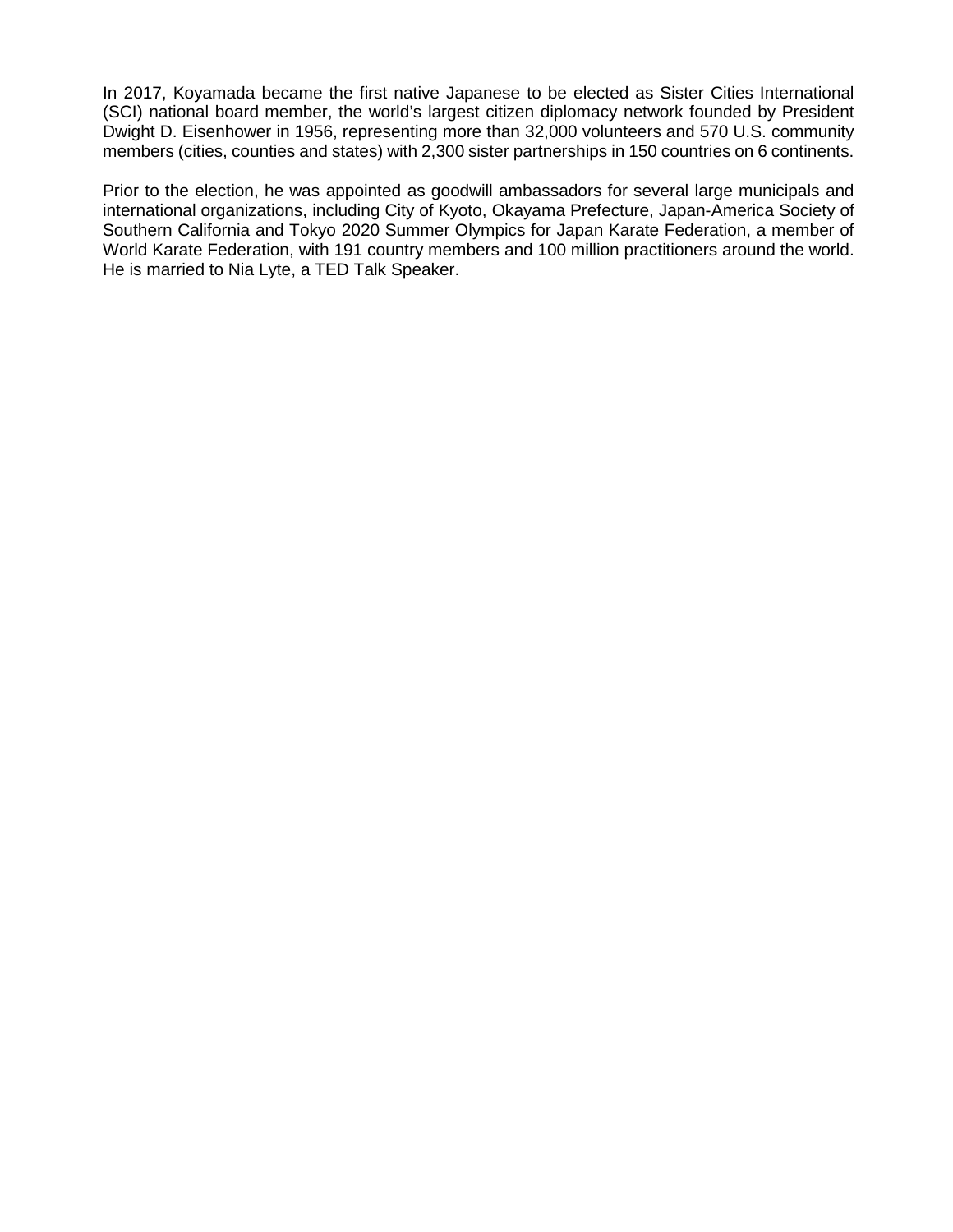In 2017, Koyamada became the first native Japanese to be elected as Sister Cities International (SCI) national board member, the world's largest citizen diplomacy network founded by President Dwight D. Eisenhower in 1956, representing more than 32,000 volunteers and 570 U.S. community members (cities, counties and states) with 2,300 sister partnerships in 150 countries on 6 continents.

Prior to the election, he was appointed as goodwill ambassadors for several large municipals and international organizations, including City of Kyoto, Okayama Prefecture, Japan-America Society of Southern California and Tokyo 2020 Summer Olympics for Japan Karate Federation, a member of World Karate Federation, with 191 country members and 100 million practitioners around the world. He is married to Nia Lyte, a TED Talk Speaker.